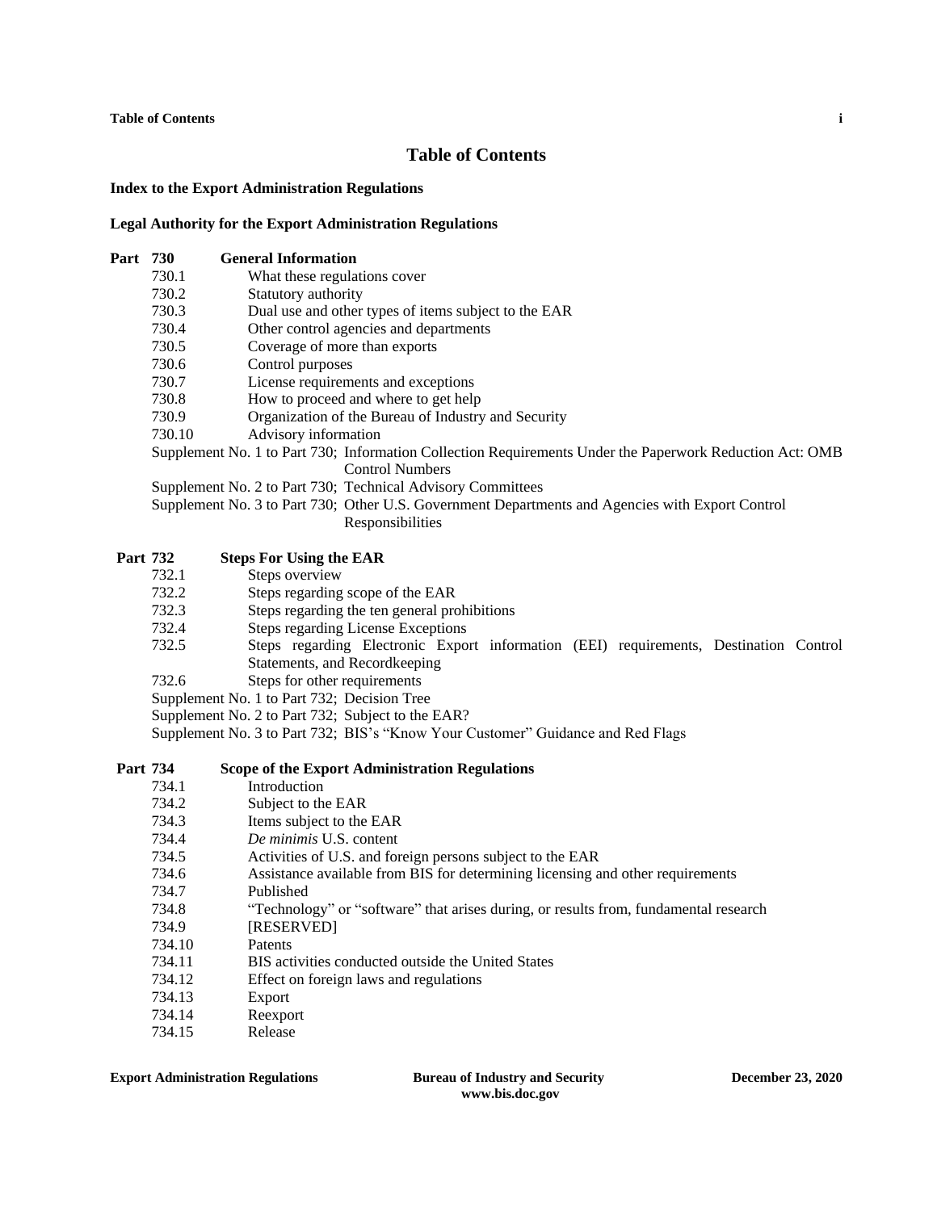# Table of Contents

**Index to the Export Administration Regulations**

**Legal Authority for the Export Administration Regulations**

## Part 730 General Information

- 730.1 What these regulations cover
- 730.2 Statutory authority
- 730.3 Dual use and other types of items subject to the EAR
- 730.4 Other control agencies and departments
- 730.5 Coverage of more than exports
- 730.6 Control purposes
- 730.7 License requirements and exceptions
- 730.8 How to proceed and where to get help
- 730.9 Organization of the Bureau of Industry and Security
- 730.10 Advisory information
- Supplement No. 1 to Part 730; Information Collection Requirements Under the Paperwork Reduction Act: OMB Control Numbers
- Supplement No. 2 to Part 730; Technical Advisory Committees
- Supplement No. 3 to Part 730; Other U.S. Government Departments and Agencies with Export Control Responsibilities

## Part 732 Steps For Using the EAR

- 732.1 Steps overview
- 732.2 Steps regarding scope of the EAR
- 732.3 Steps regarding the ten general prohibitions
- 732.4 Steps regarding License Exceptions
- 732.5 Steps regarding Electronic Export information (EEI) requirements, Destination Control Statements, and Recordkeeping
- 732.6 Steps for other requirements
- Supplement No. 1 to Part 732; Decision Tree
- Supplement No. 2 to Part 732; Subject to the EAR?
- Supplement No. 3 to Part 732; BIS's "Know Your Customer" Guidance and Red Flags

## Part 734 Scope of the Export Administration Regulations

- 734.1 Introduction
- 734.2 Subject to the EAR
- 734.3 Items subject to the EAR
- 734.4 *De minimis* U.S. content
- 734.5 Activities of U.S. and foreign persons subject to the EAR
- 734.6 Assistance available from BIS for determining licensing and other requirements
- 734.7 Published
- 734.8 "Technology" or "software" that arises during, or results from, fundamental research
- 734.9 [RESERVED]
- 734.10 Patents
- 734.11 BIS activities conducted outside the United States
- 734.12 Effect on foreign laws and regulations
- 734.13 Export
- 734.14 Reexport
- 734.15 Release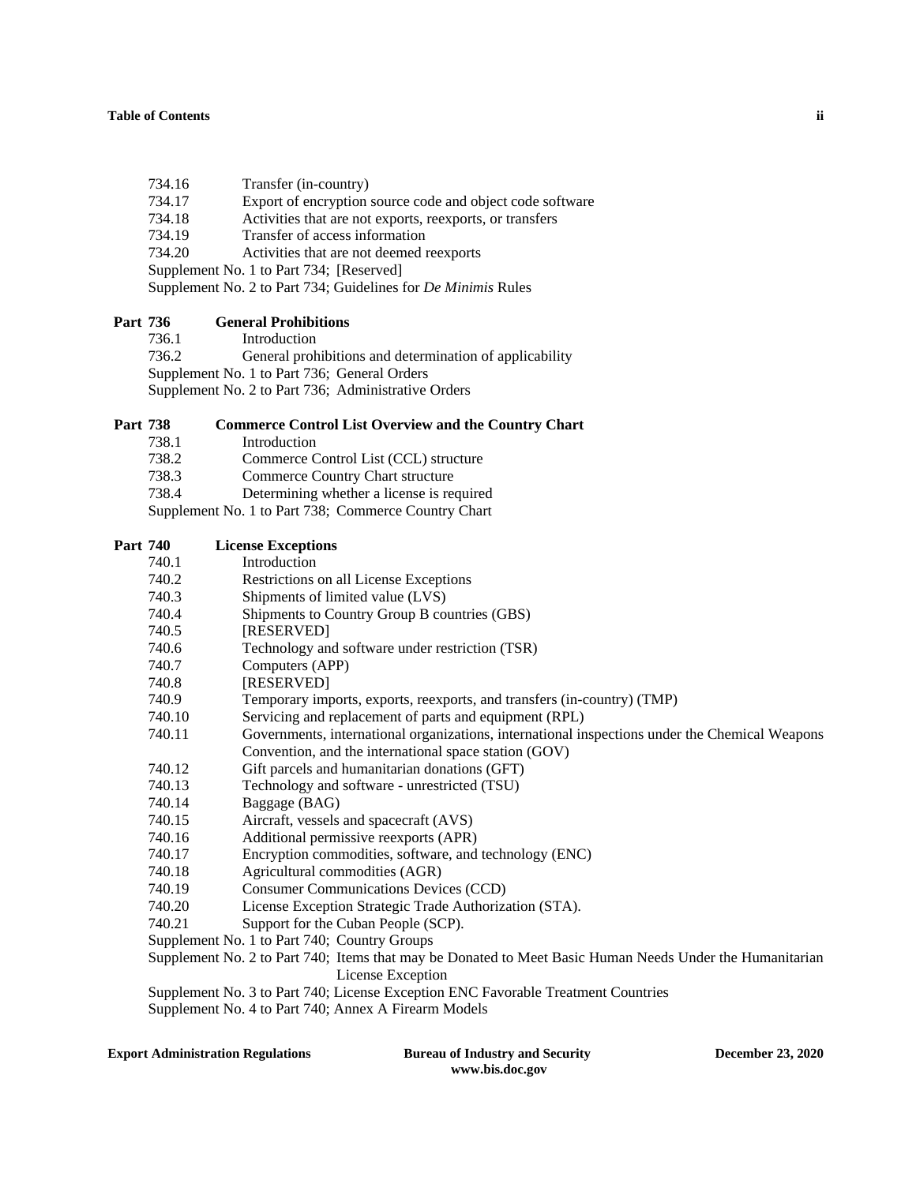734.16 Transfer (in-country)
734.17 Export of encryption source code and object code software
734.18 Activities that are not exports, reexports, or transfers
734.19 Transfer of access information
734.20 Activities that are not deemed reexports
Supplement No. 1 to Part 734; [Reserved]
Supplement No. 2 to Part 734; Guidelines for *De Minimis* Rules

**Part 736 General Prohibitions**

736.1 Introduction
736.2 General prohibitions and determination of applicability
Supplement No. 1 to Part 736; General Orders
Supplement No. 2 to Part 736; Administrative Orders

**Part 738 Commerce Control List Overview and the Country Chart**

738.1 Introduction
738.2 Commerce Control List (CCL) structure
738.3 Commerce Country Chart structure
738.4 Determining whether a license is required
Supplement No. 1 to Part 738; Commerce Country Chart

**Part 740 License Exceptions**

740.1 Introduction
740.2 Restrictions on all License Exceptions
740.3 Shipments of limited value (LVS)
740.4 Shipments to Country Group B countries (GBS)
740.5 [RESERVED]
740.6 Technology and software under restriction (TSR)
740.7 Computers (APP)
740.8 [RESERVED]
740.9 Temporary imports, exports, reexports, and transfers (in-country) (TMP)
740.10 Servicing and replacement of parts and equipment (RPL)
740.11 Governments, international organizations, international inspections under the Chemical Weapons Convention, and the international space station (GOV)
740.12 Gift parcels and humanitarian donations (GFT)
740.13 Technology and software - unrestricted (TSU)
740.14 Baggage (BAG)
740.15 Aircraft, vessels and spacecraft (AVS)
740.16 Additional permissive reexports (APR)
740.17 Encryption commodities, software, and technology (ENC)
740.18 Agricultural commodities (AGR)
740.19 Consumer Communications Devices (CCD)
740.20 License Exception Strategic Trade Authorization (STA).
740.21 Support for the Cuban People (SCP).
Supplement No. 1 to Part 740; Country Groups
Supplement No. 2 to Part 740; Items that may be Donated to Meet Basic Human Needs Under the Humanitarian License Exception
Supplement No. 3 to Part 740; License Exception ENC Favorable Treatment Countries
Supplement No. 4 to Part 740; Annex A Firearm Models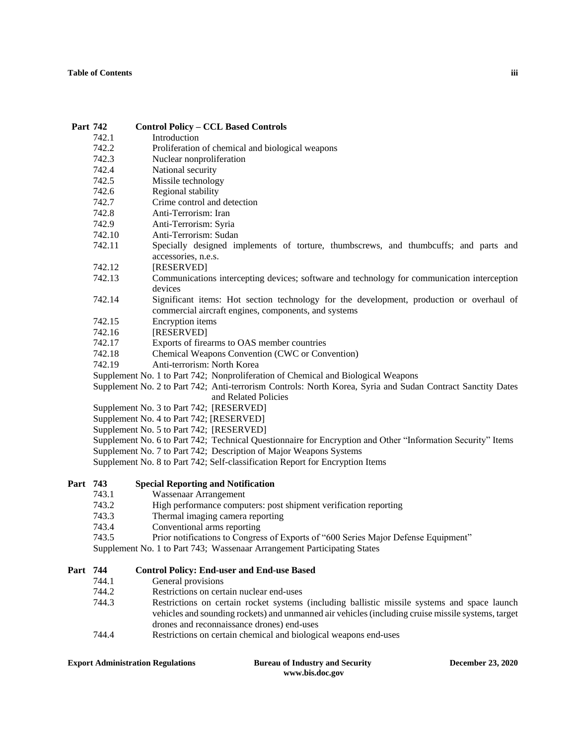**Part 742 Control Policy – CCL Based Controls**

| | |
|---|---|
| 742.1 | Introduction |
| 742.2 | Proliferation of chemical and biological weapons |
| 742.3 | Nuclear nonproliferation |
| 742.4 | National security |
| 742.5 | Missile technology |
| 742.6 | Regional stability |
| 742.7 | Crime control and detection |
| 742.8 | Anti-Terrorism: Iran |
| 742.9 | Anti-Terrorism: Syria |
| 742.10 | Anti-Terrorism: Sudan |
| 742.11 | Specially designed implements of torture, thumbscrews, and thumbcuffs; and parts and accessories, n.e.s. |
| 742.12 | [RESERVED] |
| 742.13 | Communications intercepting devices; software and technology for communication interception devices |
| 742.14 | Significant items: Hot section technology for the development, production or overhaul of commercial aircraft engines, components, and systems |
| 742.15 | Encryption items |
| 742.16 | [RESERVED] |
| 742.17 | Exports of firearms to OAS member countries |
| 742.18 | Chemical Weapons Convention (CWC or Convention) |
| 742.19 | Anti-terrorism: North Korea |

Supplement No. 1 to Part 742; Nonproliferation of Chemical and Biological Weapons

Supplement No. 2 to Part 742; Anti-terrorism Controls: North Korea, Syria and Sudan Contract Sanctity Dates and Related Policies

Supplement No. 3 to Part 742; [RESERVED]

Supplement No. 4 to Part 742; [RESERVED]

Supplement No. 5 to Part 742; [RESERVED]

Supplement No. 6 to Part 742; Technical Questionnaire for Encryption and Other "Information Security" Items

Supplement No. 7 to Part 742; Description of Major Weapons Systems

Supplement No. 8 to Part 742; Self-classification Report for Encryption Items

**Part 743 Special Reporting and Notification**

| | |
|---|---|
| 743.1 | Wassenaar Arrangement |
| 743.2 | High performance computers: post shipment verification reporting |
| 743.3 | Thermal imaging camera reporting |
| 743.4 | Conventional arms reporting |
| 743.5 | Prior notifications to Congress of Exports of "600 Series Major Defense Equipment" |

Supplement No. 1 to Part 743; Wassenaar Arrangement Participating States

**Part 744 Control Policy: End-user and End-use Based**

| | |
|---|---|
| 744.1 | General provisions |
| 744.2 | Restrictions on certain nuclear end-uses |
| 744.3 | Restrictions on certain rocket systems (including ballistic missile systems and space launch vehicles and sounding rockets) and unmanned air vehicles (including cruise missile systems, target drones and reconnaissance drones) end-uses |
| 744.4 | Restrictions on certain chemical and biological weapons end-uses |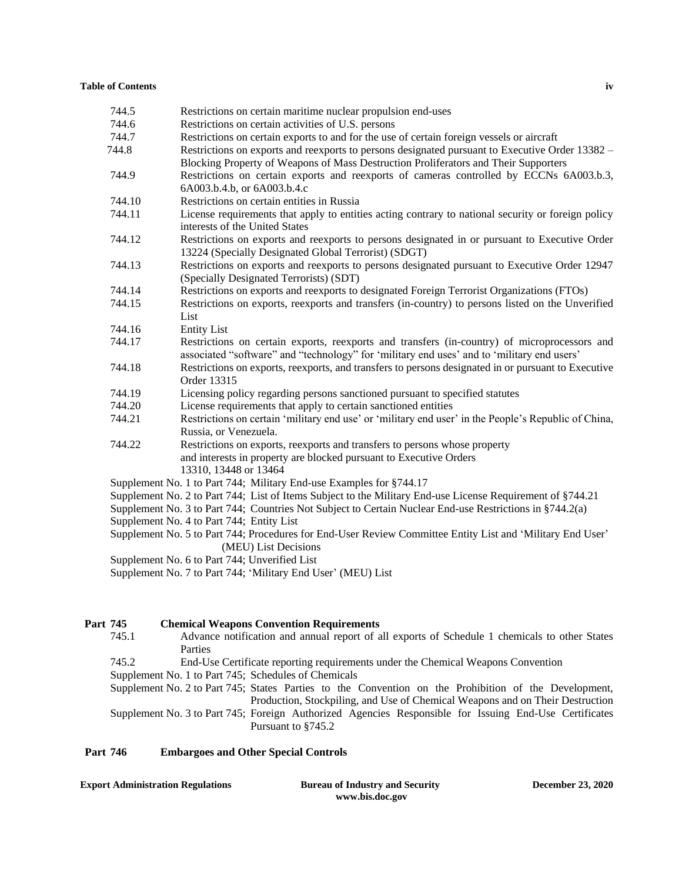| | |
|---|---|
| 744.5 | Restrictions on certain maritime nuclear propulsion end-uses |
| 744.6 | Restrictions on certain activities of U.S. persons |
| 744.7 | Restrictions on certain exports to and for the use of certain foreign vessels or aircraft |
| 744.8 | Restrictions on exports and reexports to persons designated pursuant to Executive Order 13382 – Blocking Property of Weapons of Mass Destruction Proliferators and Their Supporters |
| 744.9 | Restrictions on certain exports and reexports of cameras controlled by ECCNs 6A003.b.3, 6A003.b.4.b, or 6A003.b.4.c |
| 744.10 | Restrictions on certain entities in Russia |
| 744.11 | License requirements that apply to entities acting contrary to national security or foreign policy interests of the United States |
| 744.12 | Restrictions on exports and reexports to persons designated in or pursuant to Executive Order 13224 (Specially Designated Global Terrorist) (SDGT) |
| 744.13 | Restrictions on exports and reexports to persons designated pursuant to Executive Order 12947 (Specially Designated Terrorists) (SDT) |
| 744.14 | Restrictions on exports and reexports to designated Foreign Terrorist Organizations (FTOs) |
| 744.15 | Restrictions on exports, reexports and transfers (in-country) to persons listed on the Unverified List |
| 744.16 | Entity List |
| 744.17 | Restrictions on certain exports, reexports and transfers (in-country) of microprocessors and associated "software" and "technology" for 'military end uses' and to 'military end users' |
| 744.18 | Restrictions on exports, reexports, and transfers to persons designated in or pursuant to Executive Order 13315 |
| 744.19 | Licensing policy regarding persons sanctioned pursuant to specified statutes |
| 744.20 | License requirements that apply to certain sanctioned entities |
| 744.21 | Restrictions on certain 'military end use' or 'military end user' in the People's Republic of China, Russia, or Venezuela. |
| 744.22 | Restrictions on exports, reexports and transfers to persons whose property and interests in property are blocked pursuant to Executive Orders 13310, 13448 or 13464 |

Supplement No. 1 to Part 744; Military End-use Examples for §744.17
Supplement No. 2 to Part 744; List of Items Subject to the Military End-use License Requirement of §744.21
Supplement No. 3 to Part 744; Countries Not Subject to Certain Nuclear End-use Restrictions in §744.2(a)
Supplement No. 4 to Part 744; Entity List
Supplement No. 5 to Part 744; Procedures for End-User Review Committee Entity List and 'Military End User' (MEU) List Decisions
Supplement No. 6 to Part 744; Unverified List
Supplement No. 7 to Part 744; 'Military End User' (MEU) List

**Part 745 Chemical Weapons Convention Requirements**

| | |
|---|---|
| 745.1 | Advance notification and annual report of all exports of Schedule 1 chemicals to other States Parties |
| 745.2 | End-Use Certificate reporting requirements under the Chemical Weapons Convention |

Supplement No. 1 to Part 745; Schedules of Chemicals
Supplement No. 2 to Part 745; States Parties to the Convention on the Prohibition of the Development, Production, Stockpiling, and Use of Chemical Weapons and on Their Destruction
Supplement No. 3 to Part 745; Foreign Authorized Agencies Responsible for Issuing End-Use Certificates Pursuant to §745.2

**Part 746 Embargoes and Other Special Controls**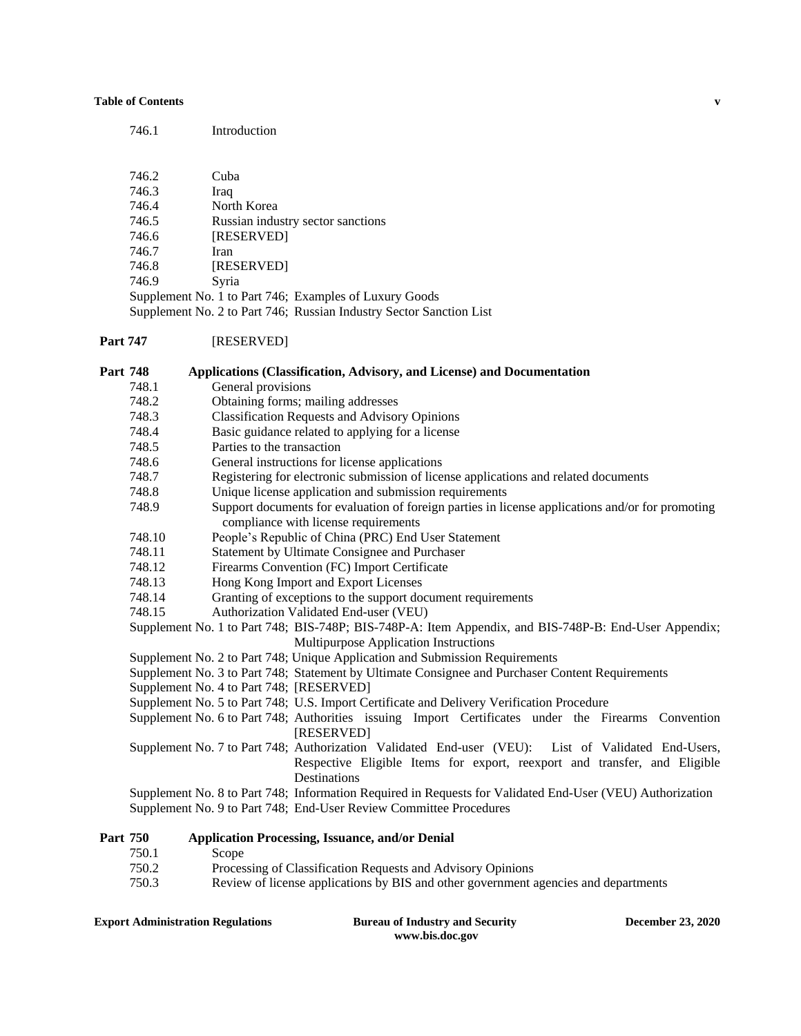746.1 Introduction

746.2 Cuba
746.3 Iraq
746.4 North Korea
746.5 Russian industry sector sanctions
746.6 [RESERVED]
746.7 Iran
746.8 [RESERVED]
746.9 Syria
Supplement No. 1 to Part 746; Examples of Luxury Goods
Supplement No. 2 to Part 746; Russian Industry Sector Sanction List

**Part 747** [RESERVED]

**Part 748 Applications (Classification, Advisory, and License) and Documentation**

748.1 General provisions
748.2 Obtaining forms; mailing addresses
748.3 Classification Requests and Advisory Opinions
748.4 Basic guidance related to applying for a license
748.5 Parties to the transaction
748.6 General instructions for license applications
748.7 Registering for electronic submission of license applications and related documents
748.8 Unique license application and submission requirements
748.9 Support documents for evaluation of foreign parties in license applications and/or for promoting compliance with license requirements
748.10 People's Republic of China (PRC) End User Statement
748.11 Statement by Ultimate Consignee and Purchaser
748.12 Firearms Convention (FC) Import Certificate
748.13 Hong Kong Import and Export Licenses
748.14 Granting of exceptions to the support document requirements
748.15 Authorization Validated End-user (VEU)
Supplement No. 1 to Part 748; BIS-748P; BIS-748P-A: Item Appendix, and BIS-748P-B: End-User Appendix; Multipurpose Application Instructions
Supplement No. 2 to Part 748; Unique Application and Submission Requirements
Supplement No. 3 to Part 748; Statement by Ultimate Consignee and Purchaser Content Requirements
Supplement No. 4 to Part 748; [RESERVED]
Supplement No. 5 to Part 748; U.S. Import Certificate and Delivery Verification Procedure
Supplement No. 6 to Part 748; Authorities issuing Import Certificates under the Firearms Convention [RESERVED]
Supplement No. 7 to Part 748; Authorization Validated End-user (VEU): List of Validated End-Users, Respective Eligible Items for export, reexport and transfer, and Eligible Destinations
Supplement No. 8 to Part 748; Information Required in Requests for Validated End-User (VEU) Authorization
Supplement No. 9 to Part 748; End-User Review Committee Procedures

**Part 750 Application Processing, Issuance, and/or Denial**

750.1 Scope
750.2 Processing of Classification Requests and Advisory Opinions
750.3 Review of license applications by BIS and other government agencies and departments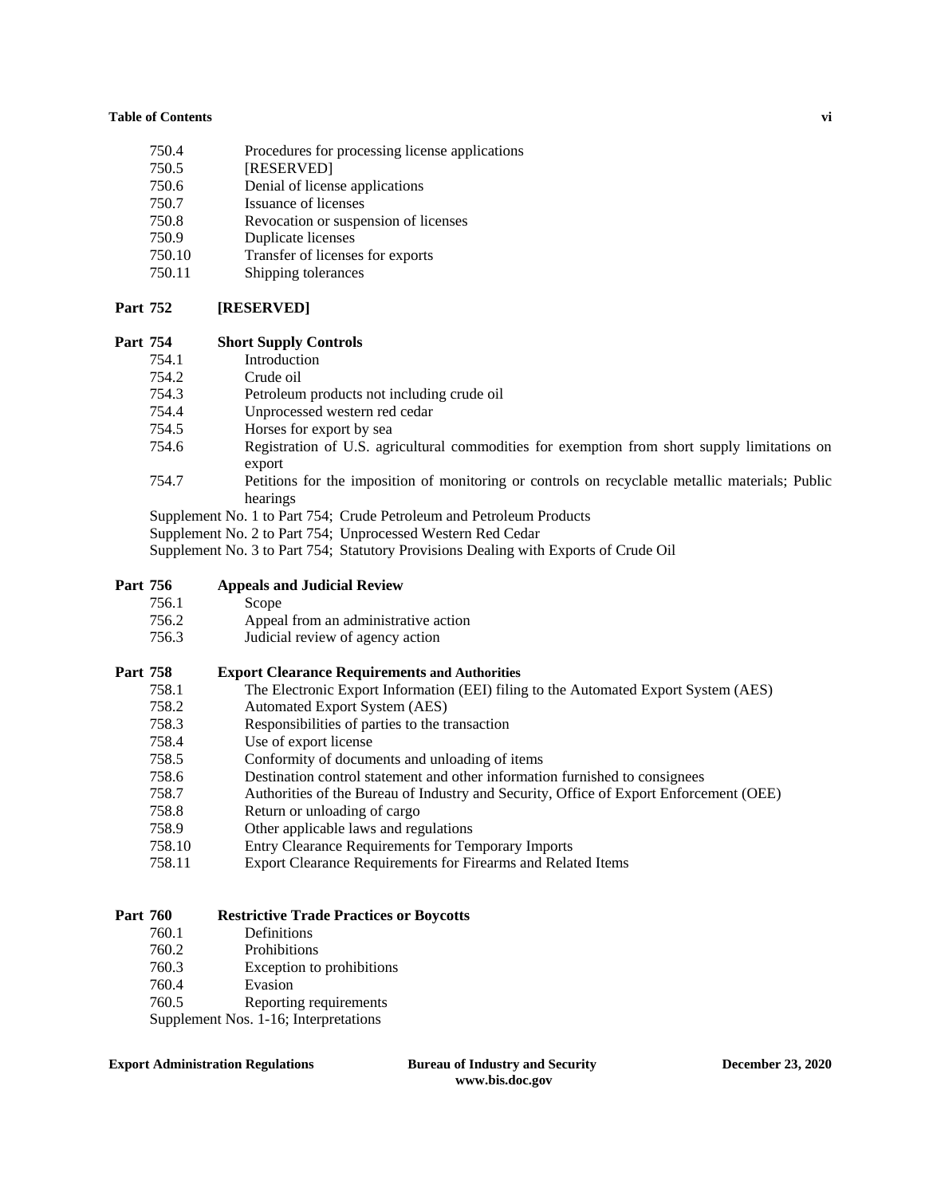750.4 Procedures for processing license applications
750.5 [RESERVED]
750.6 Denial of license applications
750.7 Issuance of licenses
750.8 Revocation or suspension of licenses
750.9 Duplicate licenses
750.10 Transfer of licenses for exports
750.11 Shipping tolerances

**Part 752 [RESERVED]**

**Part 754 Short Supply Controls**

754.1 Introduction
754.2 Crude oil
754.3 Petroleum products not including crude oil
754.4 Unprocessed western red cedar
754.5 Horses for export by sea
754.6 Registration of U.S. agricultural commodities for exemption from short supply limitations on export
754.7 Petitions for the imposition of monitoring or controls on recyclable metallic materials; Public hearings

Supplement No. 1 to Part 754; Crude Petroleum and Petroleum Products
Supplement No. 2 to Part 754; Unprocessed Western Red Cedar
Supplement No. 3 to Part 754; Statutory Provisions Dealing with Exports of Crude Oil

**Part 756 Appeals and Judicial Review**

756.1 Scope
756.2 Appeal from an administrative action
756.3 Judicial review of agency action

**Part 758 Export Clearance Requirements and Authorities**

758.1 The Electronic Export Information (EEI) filing to the Automated Export System (AES)
758.2 Automated Export System (AES)
758.3 Responsibilities of parties to the transaction
758.4 Use of export license
758.5 Conformity of documents and unloading of items
758.6 Destination control statement and other information furnished to consignees
758.7 Authorities of the Bureau of Industry and Security, Office of Export Enforcement (OEE)
758.8 Return or unloading of cargo
758.9 Other applicable laws and regulations
758.10 Entry Clearance Requirements for Temporary Imports
758.11 Export Clearance Requirements for Firearms and Related Items

**Part 760 Restrictive Trade Practices or Boycotts**

760.1 Definitions
760.2 Prohibitions
760.3 Exception to prohibitions
760.4 Evasion
760.5 Reporting requirements

Supplement Nos. 1-16; Interpretations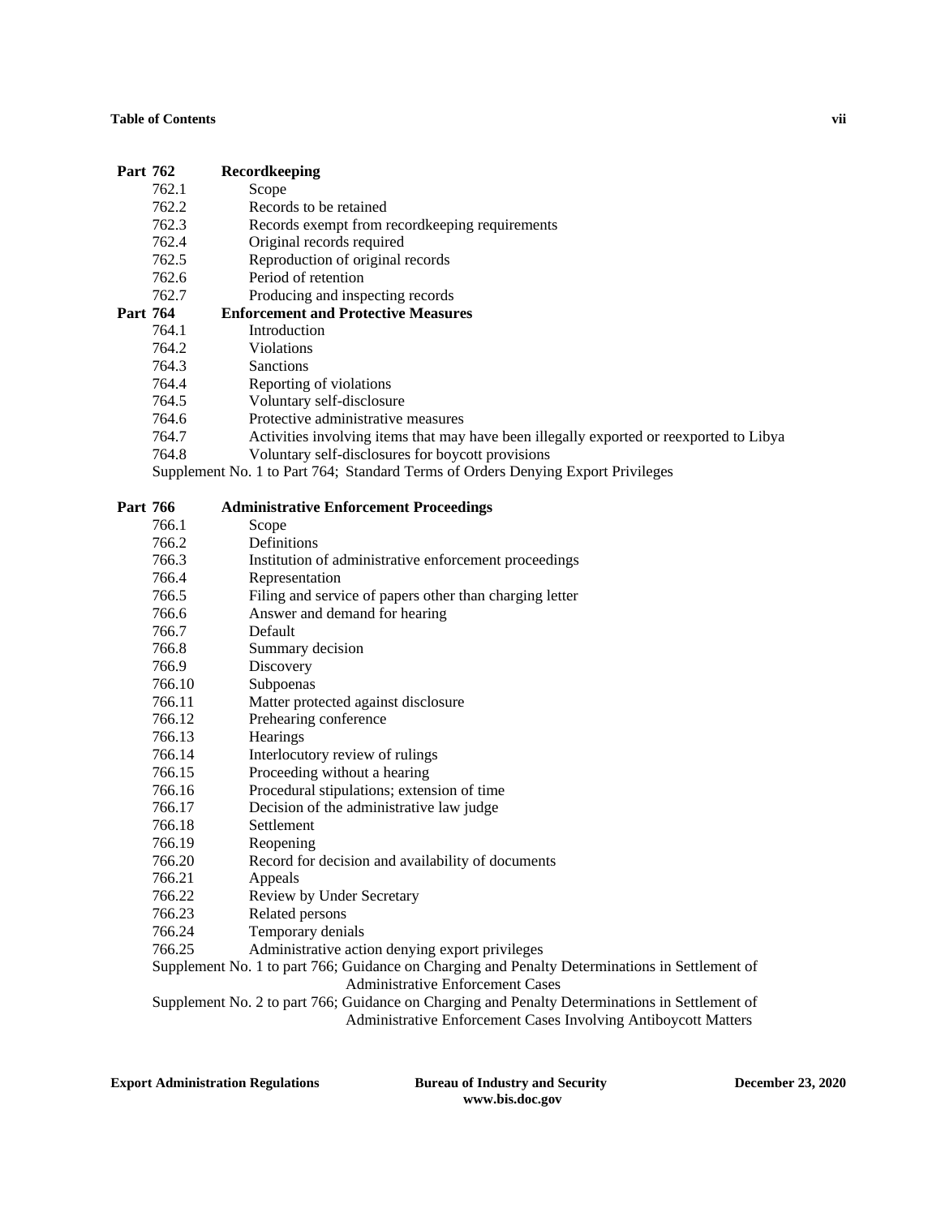**Part 762 Recordkeeping**

- 762.1 Scope
- 762.2 Records to be retained
- 762.3 Records exempt from recordkeeping requirements
- 762.4 Original records required
- 762.5 Reproduction of original records
- 762.6 Period of retention
- 762.7 Producing and inspecting records

**Part 764 Enforcement and Protective Measures**

- 764.1 Introduction
- 764.2 Violations
- 764.3 Sanctions
- 764.4 Reporting of violations
- 764.5 Voluntary self-disclosure
- 764.6 Protective administrative measures
- 764.7 Activities involving items that may have been illegally exported or reexported to Libya
- 764.8 Voluntary self-disclosures for boycott provisions

Supplement No. 1 to Part 764; Standard Terms of Orders Denying Export Privileges

**Part 766 Administrative Enforcement Proceedings**

- 766.1 Scope
- 766.2 Definitions
- 766.3 Institution of administrative enforcement proceedings
- 766.4 Representation
- 766.5 Filing and service of papers other than charging letter
- 766.6 Answer and demand for hearing
- 766.7 Default
- 766.8 Summary decision
- 766.9 Discovery
- 766.10 Subpoenas
- 766.11 Matter protected against disclosure
- 766.12 Prehearing conference
- 766.13 Hearings
- 766.14 Interlocutory review of rulings
- 766.15 Proceeding without a hearing
- 766.16 Procedural stipulations; extension of time
- 766.17 Decision of the administrative law judge
- 766.18 Settlement
- 766.19 Reopening
- 766.20 Record for decision and availability of documents
- 766.21 Appeals
- 766.22 Review by Under Secretary
- 766.23 Related persons
- 766.24 Temporary denials
- 766.25 Administrative action denying export privileges

Supplement No. 1 to part 766; Guidance on Charging and Penalty Determinations in Settlement of Administrative Enforcement Cases

Supplement No. 2 to part 766; Guidance on Charging and Penalty Determinations in Settlement of Administrative Enforcement Cases Involving Antiboycott Matters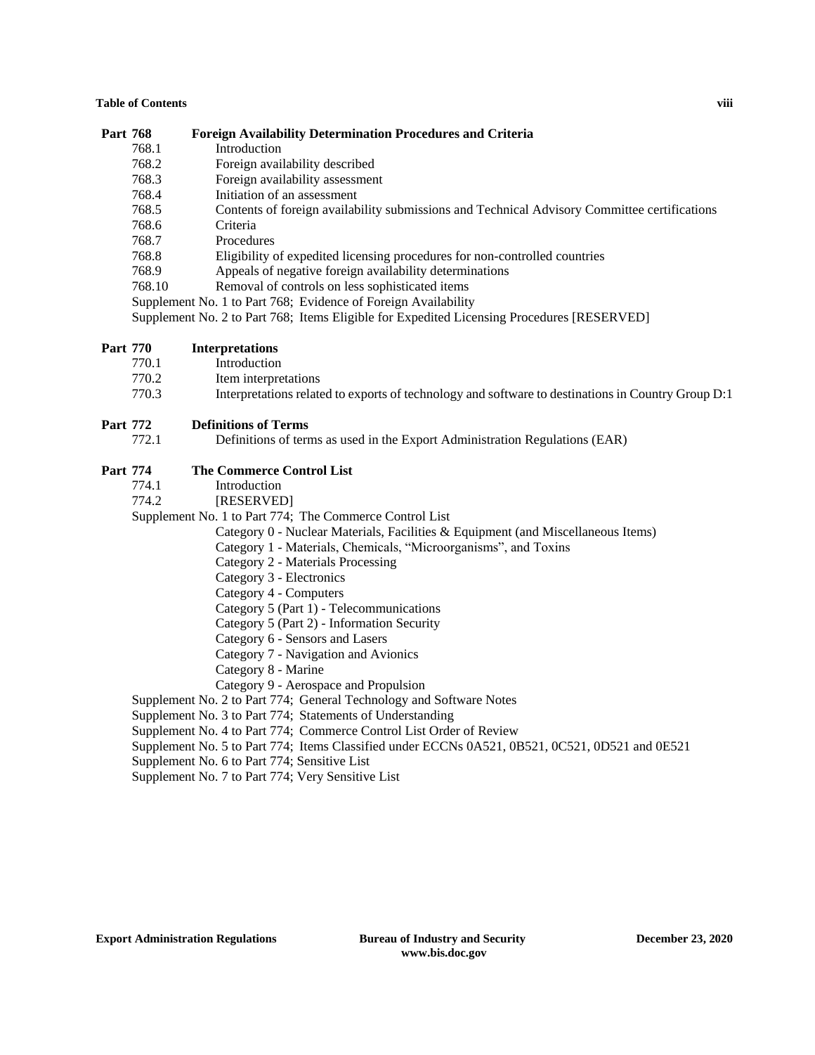**Part 768 Foreign Availability Determination Procedures and Criteria**

- 768.1 Introduction
- 768.2 Foreign availability described
- 768.3 Foreign availability assessment
- 768.4 Initiation of an assessment
- 768.5 Contents of foreign availability submissions and Technical Advisory Committee certifications
- 768.6 Criteria
- 768.7 Procedures
- 768.8 Eligibility of expedited licensing procedures for non-controlled countries
- 768.9 Appeals of negative foreign availability determinations
- 768.10 Removal of controls on less sophisticated items
- Supplement No. 1 to Part 768; Evidence of Foreign Availability
- Supplement No. 2 to Part 768; Items Eligible for Expedited Licensing Procedures [RESERVED]

**Part 770 Interpretations**

- 770.1 Introduction
- 770.2 Item interpretations
- 770.3 Interpretations related to exports of technology and software to destinations in Country Group D:1

**Part 772 Definitions of Terms**

- 772.1 Definitions of terms as used in the Export Administration Regulations (EAR)

**Part 774 The Commerce Control List**

- 774.1 Introduction
- 774.2 [RESERVED]
- Supplement No. 1 to Part 774; The Commerce Control List
  - Category 0 - Nuclear Materials, Facilities & Equipment (and Miscellaneous Items)
  - Category 1 - Materials, Chemicals, "Microorganisms", and Toxins
  - Category 2 - Materials Processing
  - Category 3 - Electronics
  - Category 4 - Computers
  - Category 5 (Part 1) - Telecommunications
  - Category 5 (Part 2) - Information Security
  - Category 6 - Sensors and Lasers
  - Category 7 - Navigation and Avionics
  - Category 8 - Marine
  - Category 9 - Aerospace and Propulsion
- Supplement No. 2 to Part 774; General Technology and Software Notes
- Supplement No. 3 to Part 774; Statements of Understanding
- Supplement No. 4 to Part 774; Commerce Control List Order of Review
- Supplement No. 5 to Part 774; Items Classified under ECCNs 0A521, 0B521, 0C521, 0D521 and 0E521
- Supplement No. 6 to Part 774; Sensitive List
- Supplement No. 7 to Part 774; Very Sensitive List